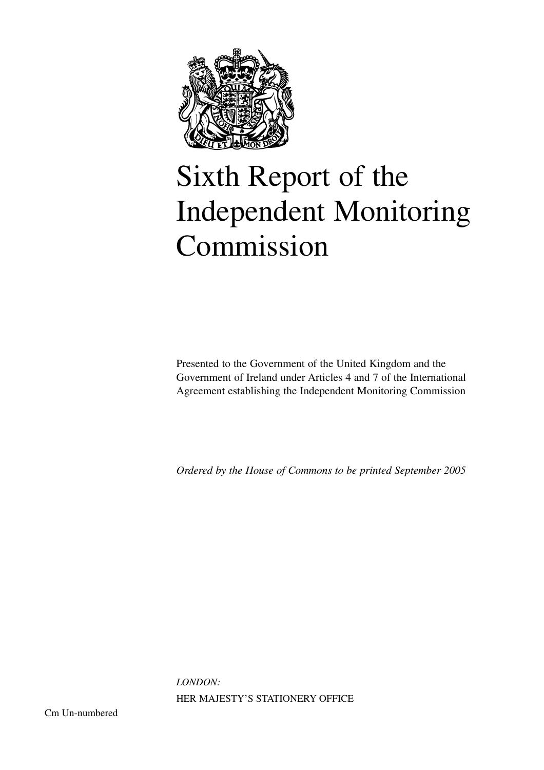# Sixth Report of the Independent Monitoring Commission

Presented to the Government of the United Kingdom and the Government of Ireland under Articles 4 and 7 of the International Agreement establishing the Independent Monitoring Commission

*Ordered by the House of Commons to be printed September 2005*

*LONDON:*

HER MAJESTY'S STATIONERY OFFICE

Cm Un-numbered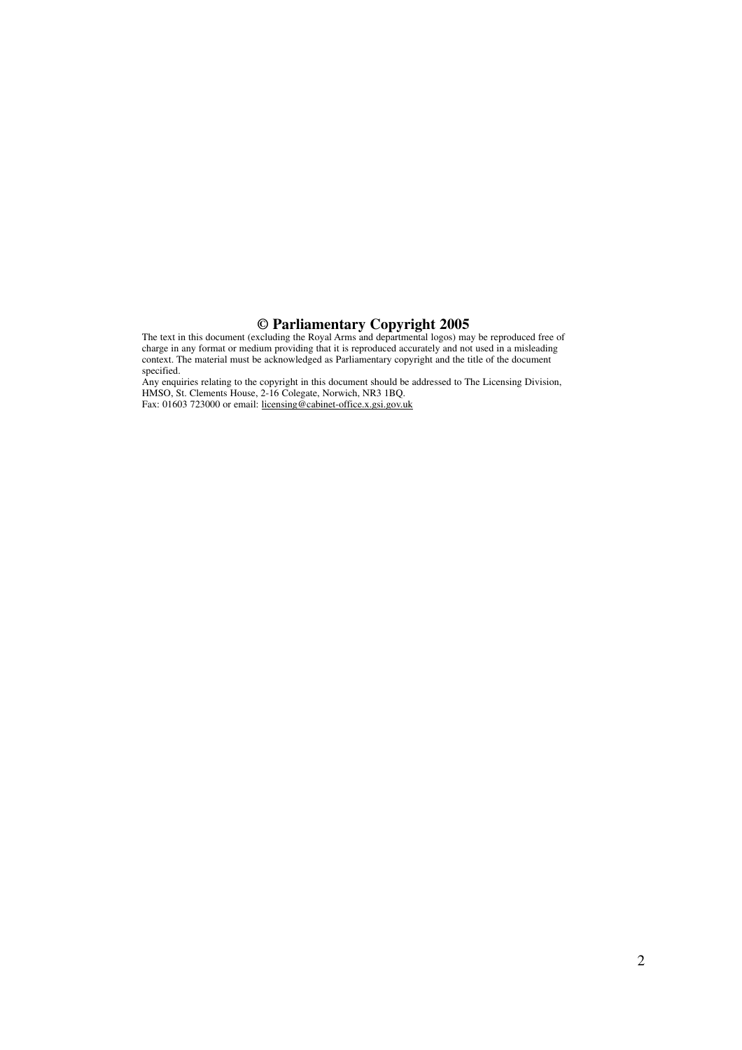**© Parliamentary Copyright 2005**

The text in this document (excluding the Royal Arms and departmental logos) may be reproduced free of charge in any format or medium providing that it is reproduced accurately and not used in a misleading context. The material must be acknowledged as Parliamentary copyright and the title of the document specified.

Any enquiries relating to the copyright in this document should be addressed to The Licensing Division, HMSO, St. Clements House, 2-16 Colegate, Norwich, NR3 1BQ.

Fax: 01603 723000 or email: licensing@cabinet-office.x.gsi.gov.uk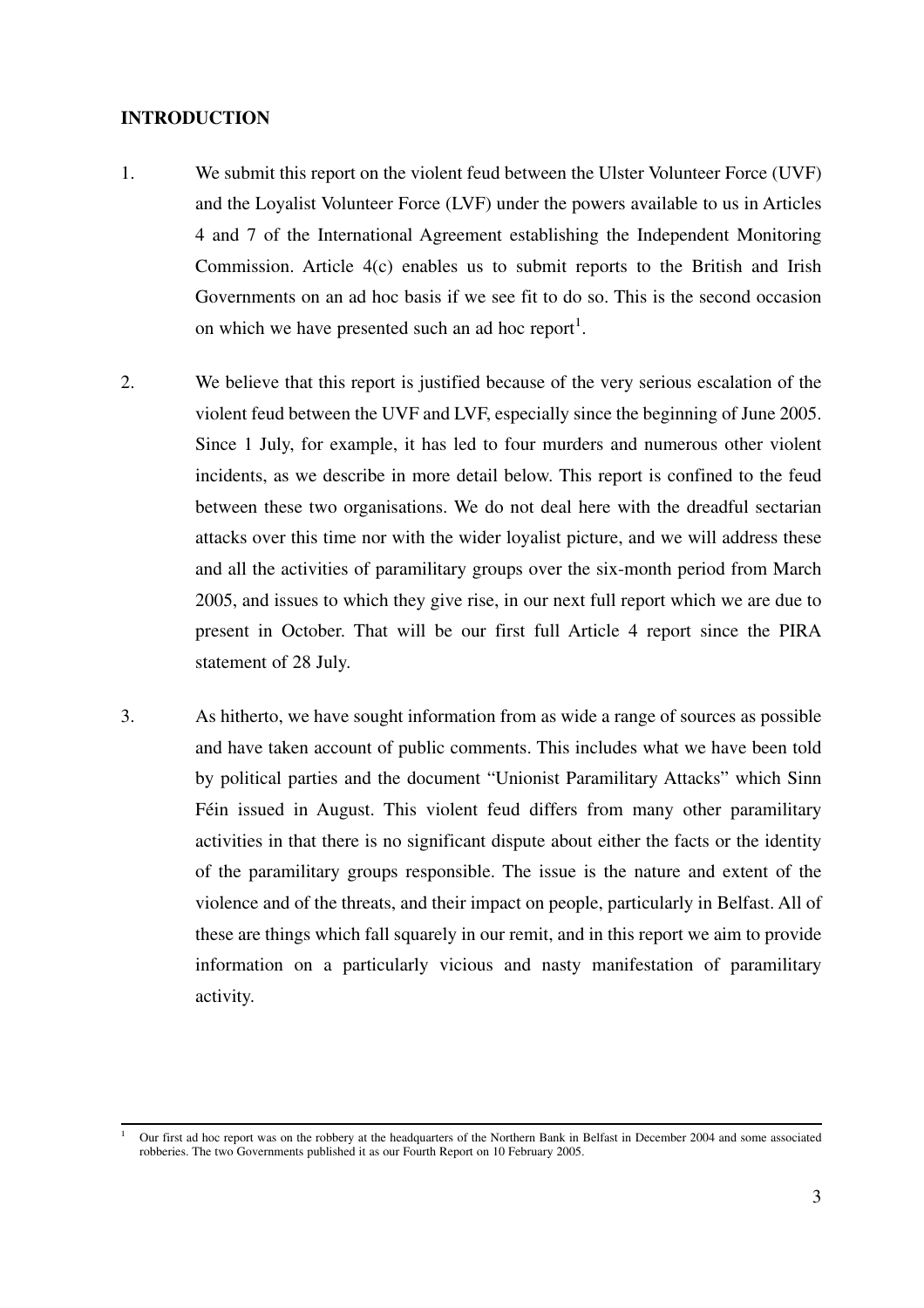## INTRODUCTION

1. We submit this report on the violent feud between the Ulster Volunteer Force (UVF) and the Loyalist Volunteer Force (LVF) under the powers available to us in Articles 4 and 7 of the International Agreement establishing the Independent Monitoring Commission. Article 4(c) enables us to submit reports to the British and Irish Governments on an ad hoc basis if we see fit to do so. This is the second occasion on which we have presented such an ad hoc report[1].

2. We believe that this report is justified because of the very serious escalation of the violent feud between the UVF and LVF, especially since the beginning of June 2005. Since 1 July, for example, it has led to four murders and numerous other violent incidents, as we describe in more detail below. This report is confined to the feud between these two organisations. We do not deal here with the dreadful sectarian attacks over this time nor with the wider loyalist picture, and we will address these and all the activities of paramilitary groups over the six-month period from March 2005, and issues to which they give rise, in our next full report which we are due to present in October. That will be our first full Article 4 report since the PIRA statement of 28 July.

3. As hitherto, we have sought information from as wide a range of sources as possible and have taken account of public comments. This includes what we have been told by political parties and the document "Unionist Paramilitary Attacks" which Sinn Féin issued in August. This violent feud differs from many other paramilitary activities in that there is no significant dispute about either the facts or the identity of the paramilitary groups responsible. The issue is the nature and extent of the violence and of the threats, and their impact on people, particularly in Belfast. All of these are things which fall squarely in our remit, and in this report we aim to provide information on a particularly vicious and nasty manifestation of paramilitary activity.

---

[1] Our first ad hoc report was on the robbery at the headquarters of the Northern Bank in Belfast in December 2004 and some associated robberies. The two Governments published it as our Fourth Report on 10 February 2005.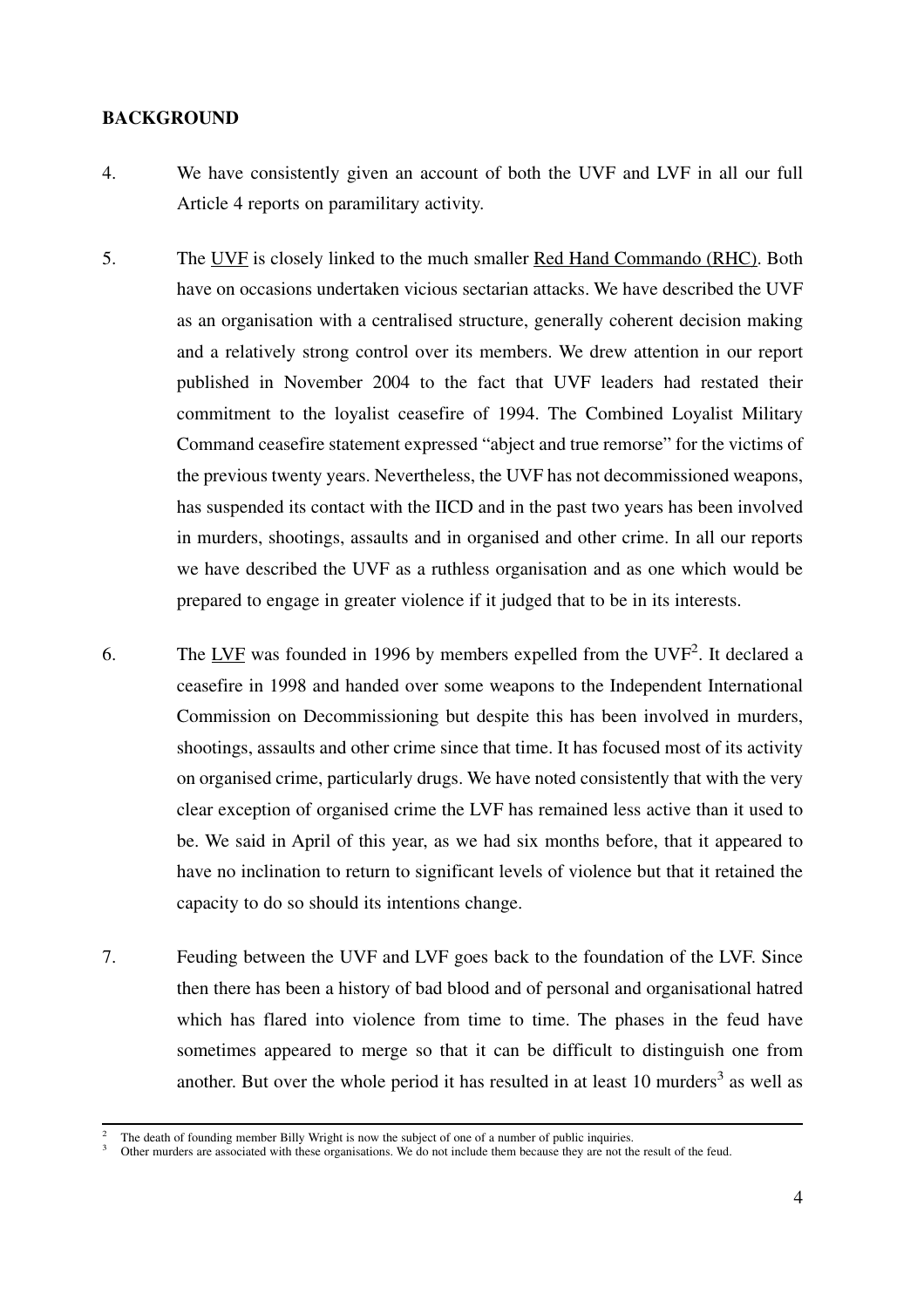## BACKGROUND

4. We have consistently given an account of both the UVF and LVF in all our full Article 4 reports on paramilitary activity.

5. The UVF is closely linked to the much smaller Red Hand Commando (RHC). Both have on occasions undertaken vicious sectarian attacks. We have described the UVF as an organisation with a centralised structure, generally coherent decision making and a relatively strong control over its members. We drew attention in our report published in November 2004 to the fact that UVF leaders had restated their commitment to the loyalist ceasefire of 1994. The Combined Loyalist Military Command ceasefire statement expressed "abject and true remorse" for the victims of the previous twenty years. Nevertheless, the UVF has not decommissioned weapons, has suspended its contact with the IICD and in the past two years has been involved in murders, shootings, assaults and in organised and other crime. In all our reports we have described the UVF as a ruthless organisation and as one which would be prepared to engage in greater violence if it judged that to be in its interests.

6. The LVF was founded in 1996 by members expelled from the UVF[2]. It declared a ceasefire in 1998 and handed over some weapons to the Independent International Commission on Decommissioning but despite this has been involved in murders, shootings, assaults and other crime since that time. It has focused most of its activity on organised crime, particularly drugs. We have noted consistently that with the very clear exception of organised crime the LVF has remained less active than it used to be. We said in April of this year, as we had six months before, that it appeared to have no inclination to return to significant levels of violence but that it retained the capacity to do so should its intentions change.

7. Feuding between the UVF and LVF goes back to the foundation of the LVF. Since then there has been a history of bad blood and of personal and organisational hatred which has flared into violence from time to time. The phases in the feud have sometimes appeared to merge so that it can be difficult to distinguish one from another. But over the whole period it has resulted in at least 10 murders[3] as well as

---

[2] The death of founding member Billy Wright is now the subject of one of a number of public inquiries.

[3] Other murders are associated with these organisations. We do not include them because they are not the result of the feud.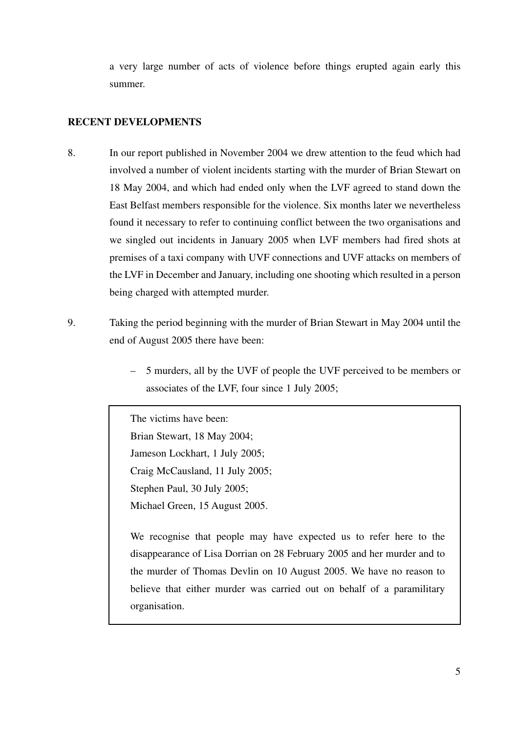a very large number of acts of violence before things erupted again early this summer.

## RECENT DEVELOPMENTS

8. In our report published in November 2004 we drew attention to the feud which had involved a number of violent incidents starting with the murder of Brian Stewart on 18 May 2004, and which had ended only when the LVF agreed to stand down the East Belfast members responsible for the violence. Six months later we nevertheless found it necessary to refer to continuing conflict between the two organisations and we singled out incidents in January 2005 when LVF members had fired shots at premises of a taxi company with UVF connections and UVF attacks on members of the LVF in December and January, including one shooting which resulted in a person being charged with attempted murder.

9. Taking the period beginning with the murder of Brian Stewart in May 2004 until the end of August 2005 there have been:

   – 5 murders, all by the UVF of people the UVF perceived to be members or associates of the LVF, four since 1 July 2005;

> The victims have been:
> Brian Stewart, 18 May 2004;
> Jameson Lockhart, 1 July 2005;
> Craig McCausland, 11 July 2005;
> Stephen Paul, 30 July 2005;
> Michael Green, 15 August 2005.
>
> We recognise that people may have expected us to refer here to the disappearance of Lisa Dorrian on 28 February 2005 and her murder and to the murder of Thomas Devlin on 10 August 2005. We have no reason to believe that either murder was carried out on behalf of a paramilitary organisation.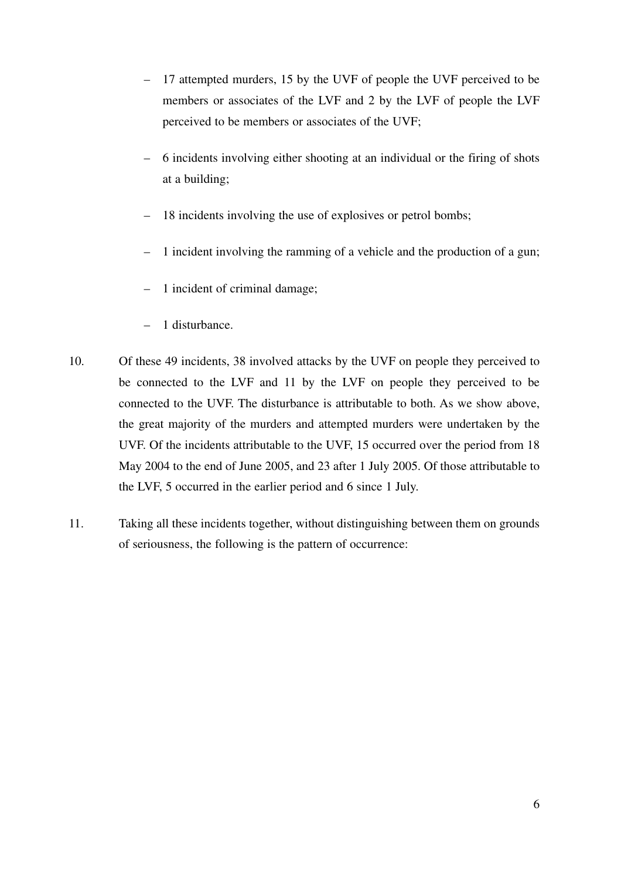- 17 attempted murders, 15 by the UVF of people the UVF perceived to be members or associates of the LVF and 2 by the LVF of people the LVF perceived to be members or associates of the UVF;
- 6 incidents involving either shooting at an individual or the firing of shots at a building;
- 18 incidents involving the use of explosives or petrol bombs;
- 1 incident involving the ramming of a vehicle and the production of a gun;
- 1 incident of criminal damage;
- 1 disturbance.

10. Of these 49 incidents, 38 involved attacks by the UVF on people they perceived to be connected to the LVF and 11 by the LVF on people they perceived to be connected to the UVF. The disturbance is attributable to both. As we show above, the great majority of the murders and attempted murders were undertaken by the UVF. Of the incidents attributable to the UVF, 15 occurred over the period from 18 May 2004 to the end of June 2005, and 23 after 1 July 2005. Of those attributable to the LVF, 5 occurred in the earlier period and 6 since 1 July.

11. Taking all these incidents together, without distinguishing between them on grounds of seriousness, the following is the pattern of occurrence: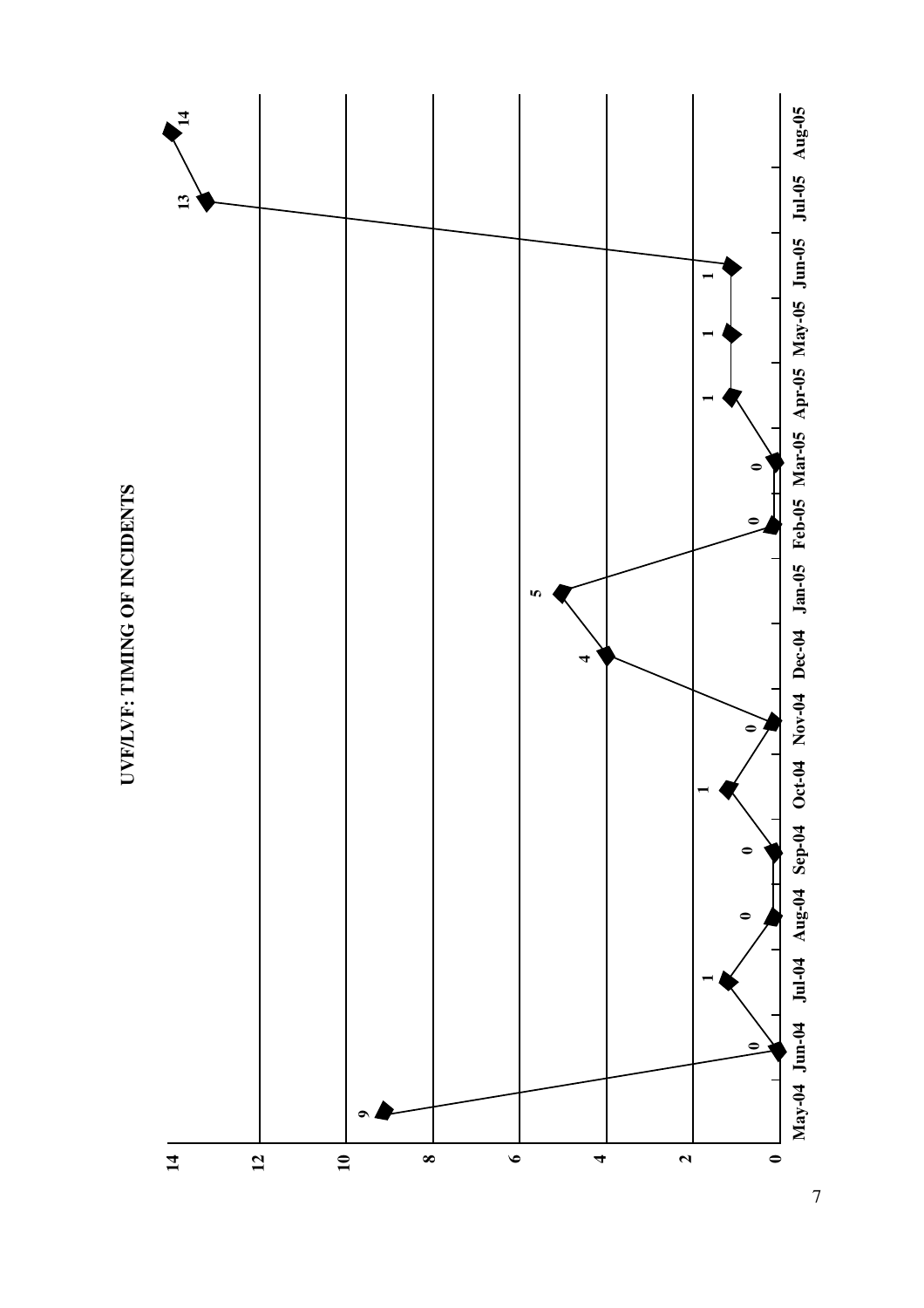# UVF/LVF: TIMING OF INCIDENTS

| Month | Incidents |
|---|---|
| May-04 | 9 |
| Jun-04 | 0 |
| Jul-04 | 1 |
| Aug-04 | 0 |
| Sep-04 | 0 |
| Oct-04 | 1 |
| Nov-04 | 0 |
| Dec-04 | 4 |
| Jan-05 | 5 |
| Feb-05 | 0 |
| Mar-05 | 0 |
| Apr-05 | 1 |
| May-05 | 1 |
| Jun-05 | 1 |
| Jul-05 | 13 |
| Aug-05 | 14 |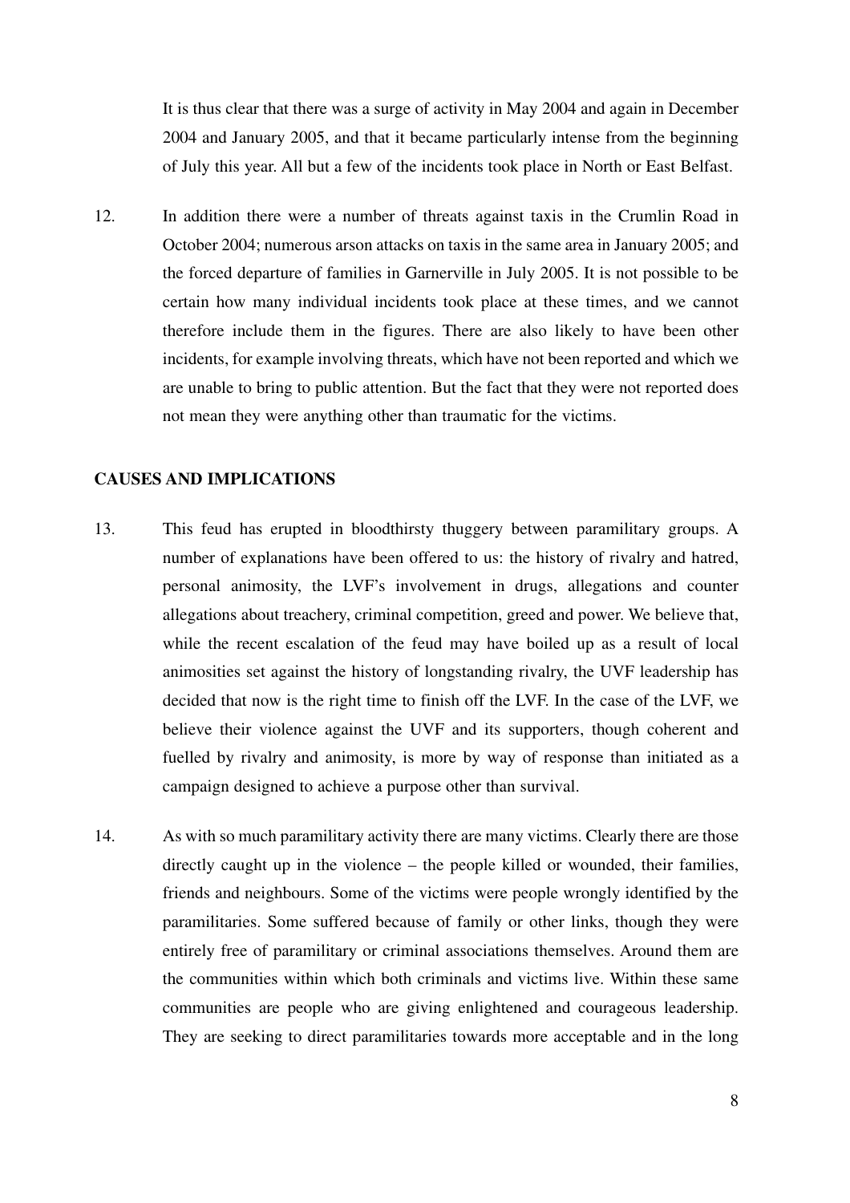It is thus clear that there was a surge of activity in May 2004 and again in December 2004 and January 2005, and that it became particularly intense from the beginning of July this year. All but a few of the incidents took place in North or East Belfast.

12. In addition there were a number of threats against taxis in the Crumlin Road in October 2004; numerous arson attacks on taxis in the same area in January 2005; and the forced departure of families in Garnerville in July 2005. It is not possible to be certain how many individual incidents took place at these times, and we cannot therefore include them in the figures. There are also likely to have been other incidents, for example involving threats, which have not been reported and which we are unable to bring to public attention. But the fact that they were not reported does not mean they were anything other than traumatic for the victims.

**CAUSES AND IMPLICATIONS**

13. This feud has erupted in bloodthirsty thuggery between paramilitary groups. A number of explanations have been offered to us: the history of rivalry and hatred, personal animosity, the LVF's involvement in drugs, allegations and counter allegations about treachery, criminal competition, greed and power. We believe that, while the recent escalation of the feud may have boiled up as a result of local animosities set against the history of longstanding rivalry, the UVF leadership has decided that now is the right time to finish off the LVF. In the case of the LVF, we believe their violence against the UVF and its supporters, though coherent and fuelled by rivalry and animosity, is more by way of response than initiated as a campaign designed to achieve a purpose other than survival.

14. As with so much paramilitary activity there are many victims. Clearly there are those directly caught up in the violence – the people killed or wounded, their families, friends and neighbours. Some of the victims were people wrongly identified by the paramilitaries. Some suffered because of family or other links, though they were entirely free of paramilitary or criminal associations themselves. Around them are the communities within which both criminals and victims live. Within these same communities are people who are giving enlightened and courageous leadership. They are seeking to direct paramilitaries towards more acceptable and in the long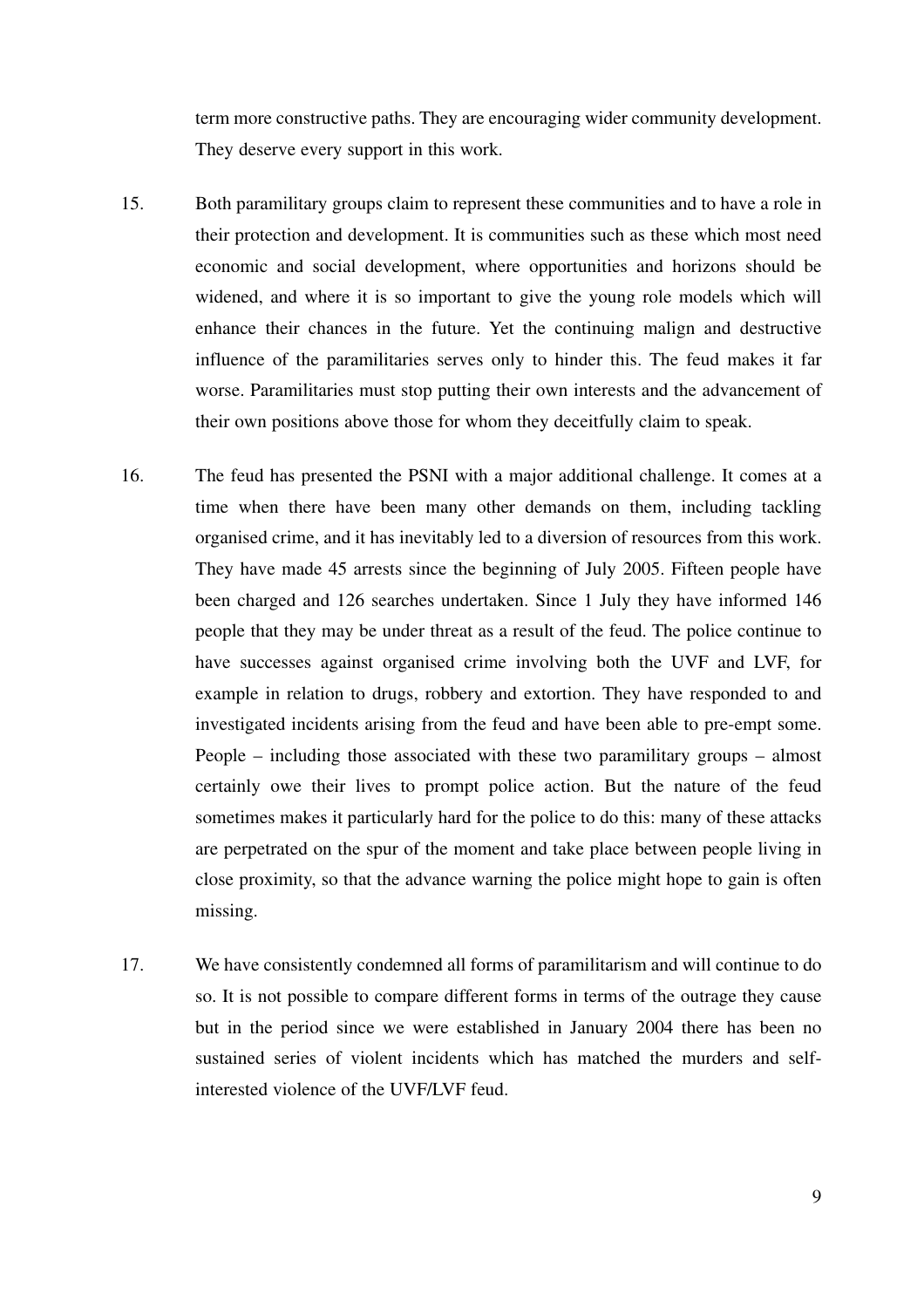term more constructive paths. They are encouraging wider community development. They deserve every support in this work.

15. Both paramilitary groups claim to represent these communities and to have a role in their protection and development. It is communities such as these which most need economic and social development, where opportunities and horizons should be widened, and where it is so important to give the young role models which will enhance their chances in the future. Yet the continuing malign and destructive influence of the paramilitaries serves only to hinder this. The feud makes it far worse. Paramilitaries must stop putting their own interests and the advancement of their own positions above those for whom they deceitfully claim to speak.

16. The feud has presented the PSNI with a major additional challenge. It comes at a time when there have been many other demands on them, including tackling organised crime, and it has inevitably led to a diversion of resources from this work. They have made 45 arrests since the beginning of July 2005. Fifteen people have been charged and 126 searches undertaken. Since 1 July they have informed 146 people that they may be under threat as a result of the feud. The police continue to have successes against organised crime involving both the UVF and LVF, for example in relation to drugs, robbery and extortion. They have responded to and investigated incidents arising from the feud and have been able to pre-empt some. People – including those associated with these two paramilitary groups – almost certainly owe their lives to prompt police action. But the nature of the feud sometimes makes it particularly hard for the police to do this: many of these attacks are perpetrated on the spur of the moment and take place between people living in close proximity, so that the advance warning the police might hope to gain is often missing.

17. We have consistently condemned all forms of paramilitarism and will continue to do so. It is not possible to compare different forms in terms of the outrage they cause but in the period since we were established in January 2004 there has been no sustained series of violent incidents which has matched the murders and self-interested violence of the UVF/LVF feud.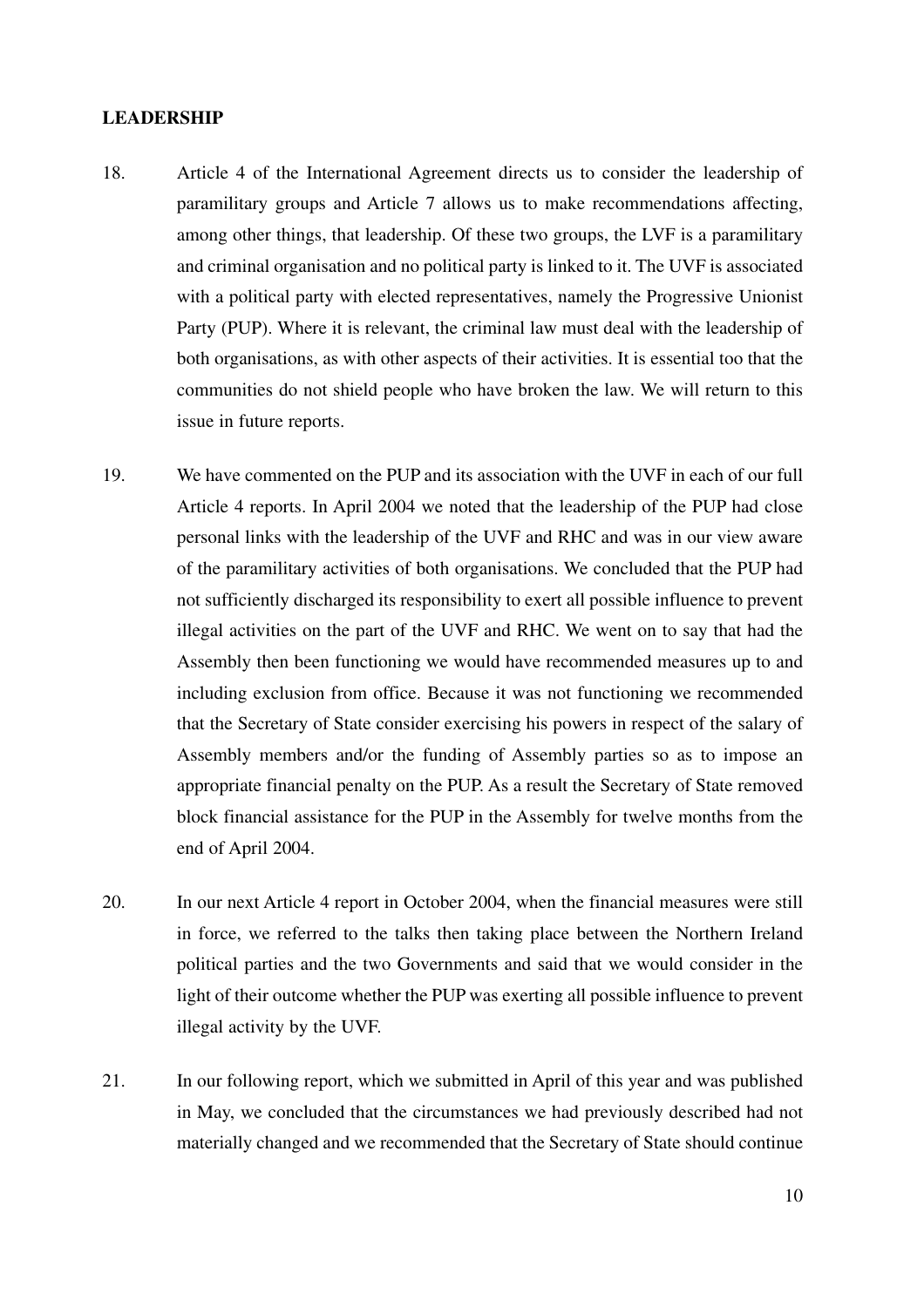**LEADERSHIP**

18. Article 4 of the International Agreement directs us to consider the leadership of paramilitary groups and Article 7 allows us to make recommendations affecting, among other things, that leadership. Of these two groups, the LVF is a paramilitary and criminal organisation and no political party is linked to it. The UVF is associated with a political party with elected representatives, namely the Progressive Unionist Party (PUP). Where it is relevant, the criminal law must deal with the leadership of both organisations, as with other aspects of their activities. It is essential too that the communities do not shield people who have broken the law. We will return to this issue in future reports.

19. We have commented on the PUP and its association with the UVF in each of our full Article 4 reports. In April 2004 we noted that the leadership of the PUP had close personal links with the leadership of the UVF and RHC and was in our view aware of the paramilitary activities of both organisations. We concluded that the PUP had not sufficiently discharged its responsibility to exert all possible influence to prevent illegal activities on the part of the UVF and RHC. We went on to say that had the Assembly then been functioning we would have recommended measures up to and including exclusion from office. Because it was not functioning we recommended that the Secretary of State consider exercising his powers in respect of the salary of Assembly members and/or the funding of Assembly parties so as to impose an appropriate financial penalty on the PUP. As a result the Secretary of State removed block financial assistance for the PUP in the Assembly for twelve months from the end of April 2004.

20. In our next Article 4 report in October 2004, when the financial measures were still in force, we referred to the talks then taking place between the Northern Ireland political parties and the two Governments and said that we would consider in the light of their outcome whether the PUP was exerting all possible influence to prevent illegal activity by the UVF.

21. In our following report, which we submitted in April of this year and was published in May, we concluded that the circumstances we had previously described had not materially changed and we recommended that the Secretary of State should continue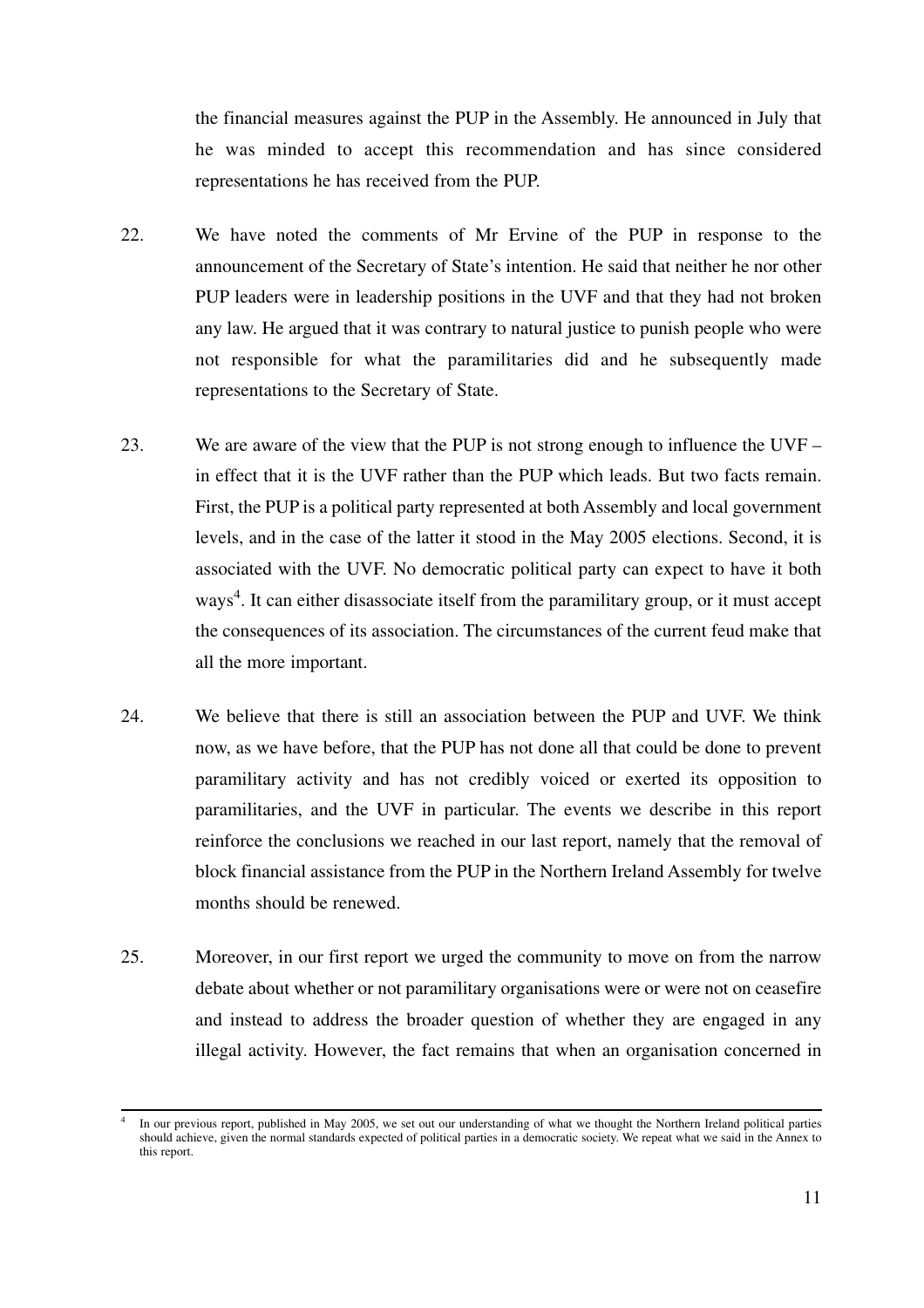the financial measures against the PUP in the Assembly. He announced in July that he was minded to accept this recommendation and has since considered representations he has received from the PUP.

22. We have noted the comments of Mr Ervine of the PUP in response to the announcement of the Secretary of State's intention. He said that neither he nor other PUP leaders were in leadership positions in the UVF and that they had not broken any law. He argued that it was contrary to natural justice to punish people who were not responsible for what the paramilitaries did and he subsequently made representations to the Secretary of State.

23. We are aware of the view that the PUP is not strong enough to influence the UVF – in effect that it is the UVF rather than the PUP which leads. But two facts remain. First, the PUP is a political party represented at both Assembly and local government levels, and in the case of the latter it stood in the May 2005 elections. Second, it is associated with the UVF. No democratic political party can expect to have it both ways[4]. It can either disassociate itself from the paramilitary group, or it must accept the consequences of its association. The circumstances of the current feud make that all the more important.

24. We believe that there is still an association between the PUP and UVF. We think now, as we have before, that the PUP has not done all that could be done to prevent paramilitary activity and has not credibly voiced or exerted its opposition to paramilitaries, and the UVF in particular. The events we describe in this report reinforce the conclusions we reached in our last report, namely that the removal of block financial assistance from the PUP in the Northern Ireland Assembly for twelve months should be renewed.

25. Moreover, in our first report we urged the community to move on from the narrow debate about whether or not paramilitary organisations were or were not on ceasefire and instead to address the broader question of whether they are engaged in any illegal activity. However, the fact remains that when an organisation concerned in

---

[4] In our previous report, published in May 2005, we set out our understanding of what we thought the Northern Ireland political parties should achieve, given the normal standards expected of political parties in a democratic society. We repeat what we said in the Annex to this report.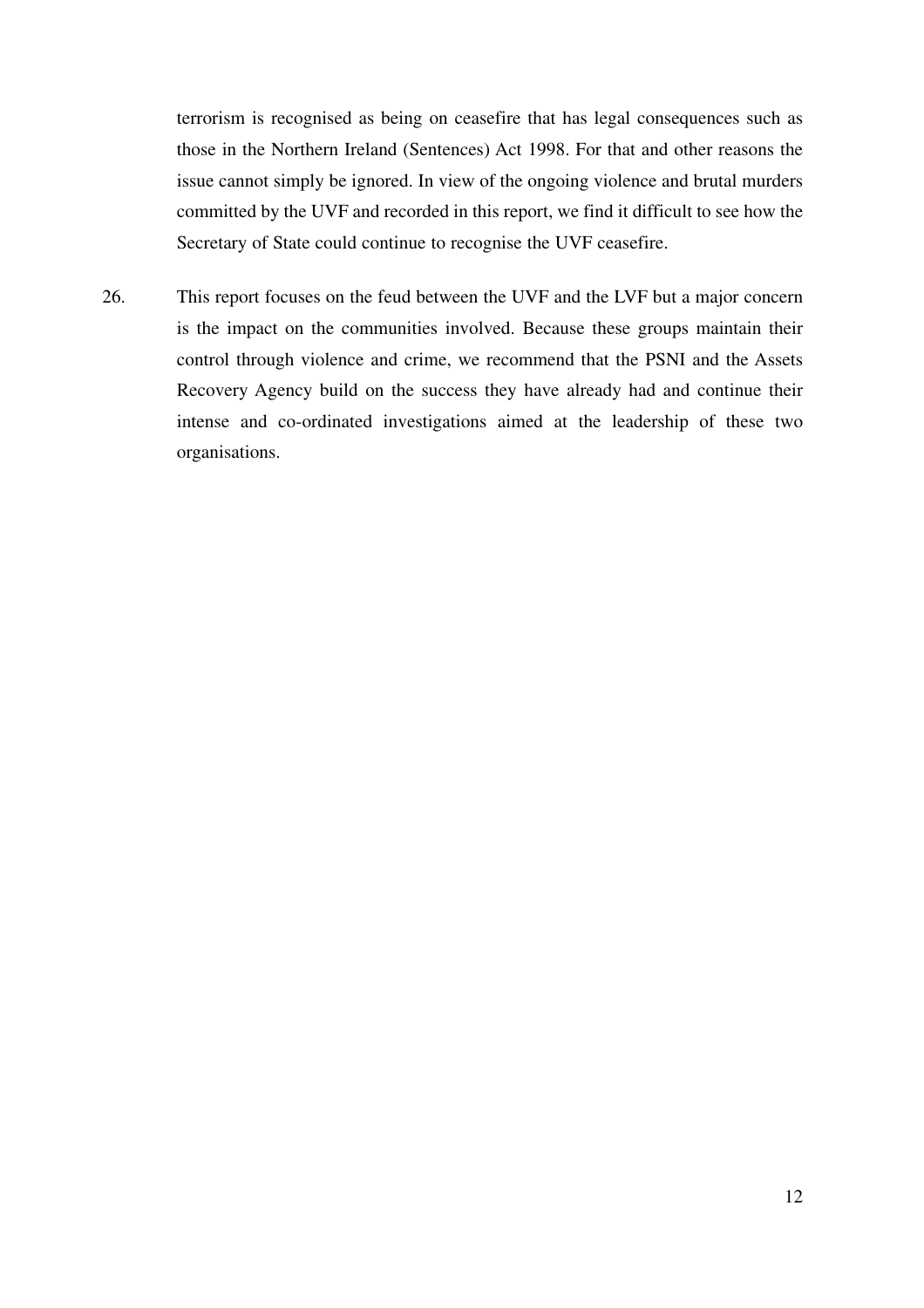terrorism is recognised as being on ceasefire that has legal consequences such as those in the Northern Ireland (Sentences) Act 1998. For that and other reasons the issue cannot simply be ignored. In view of the ongoing violence and brutal murders committed by the UVF and recorded in this report, we find it difficult to see how the Secretary of State could continue to recognise the UVF ceasefire.

26. This report focuses on the feud between the UVF and the LVF but a major concern is the impact on the communities involved. Because these groups maintain their control through violence and crime, we recommend that the PSNI and the Assets Recovery Agency build on the success they have already had and continue their intense and co-ordinated investigations aimed at the leadership of these two organisations.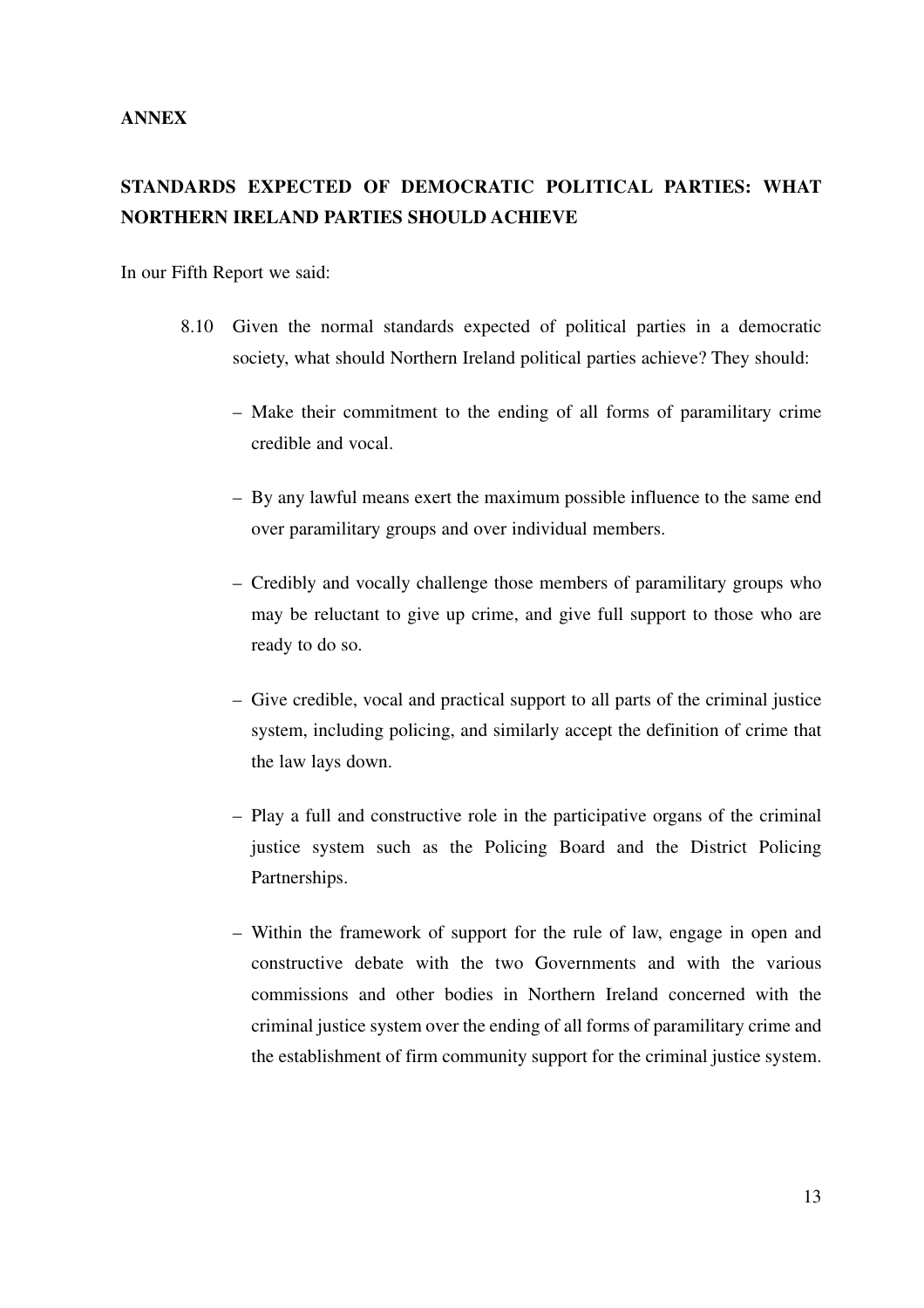**ANNEX**

## STANDARDS EXPECTED OF DEMOCRATIC POLITICAL PARTIES: WHAT NORTHERN IRELAND PARTIES SHOULD ACHIEVE

In our Fifth Report we said:

> 8.10 Given the normal standards expected of political parties in a democratic society, what should Northern Ireland political parties achieve? They should:
>
> – Make their commitment to the ending of all forms of paramilitary crime credible and vocal.
>
> – By any lawful means exert the maximum possible influence to the same end over paramilitary groups and over individual members.
>
> – Credibly and vocally challenge those members of paramilitary groups who may be reluctant to give up crime, and give full support to those who are ready to do so.
>
> – Give credible, vocal and practical support to all parts of the criminal justice system, including policing, and similarly accept the definition of crime that the law lays down.
>
> – Play a full and constructive role in the participative organs of the criminal justice system such as the Policing Board and the District Policing Partnerships.
>
> – Within the framework of support for the rule of law, engage in open and constructive debate with the two Governments and with the various commissions and other bodies in Northern Ireland concerned with the criminal justice system over the ending of all forms of paramilitary crime and the establishment of firm community support for the criminal justice system.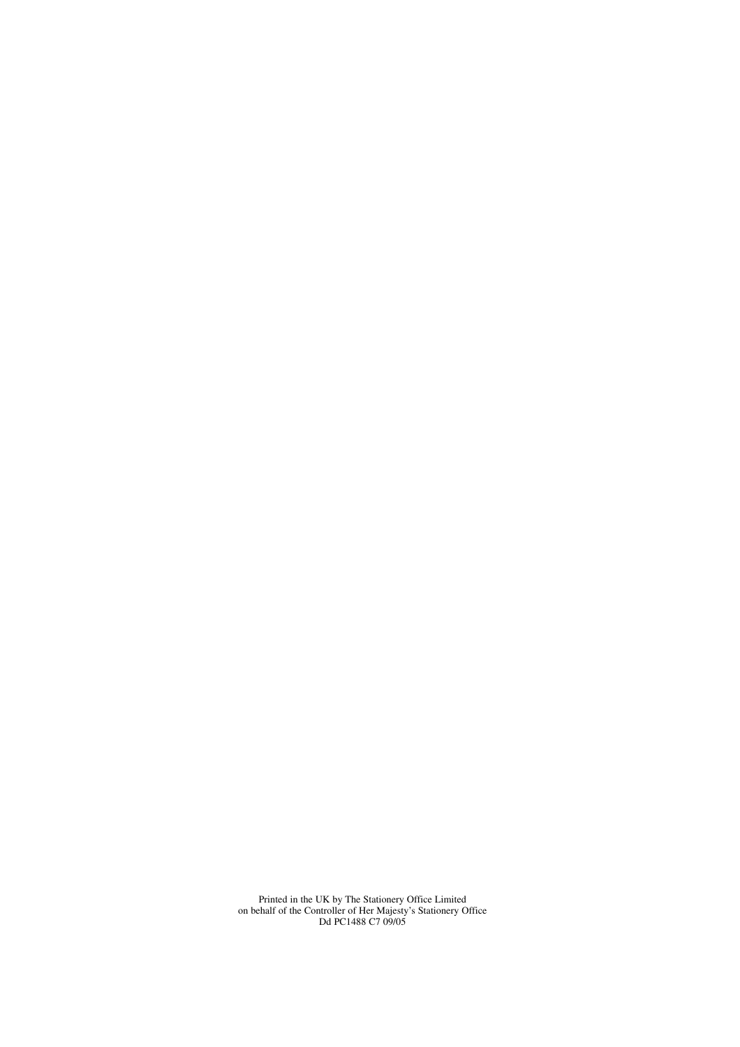Printed in the UK by The Stationery Office Limited
on behalf of the Controller of Her Majesty's Stationery Office
Dd PC1488 C7 09/05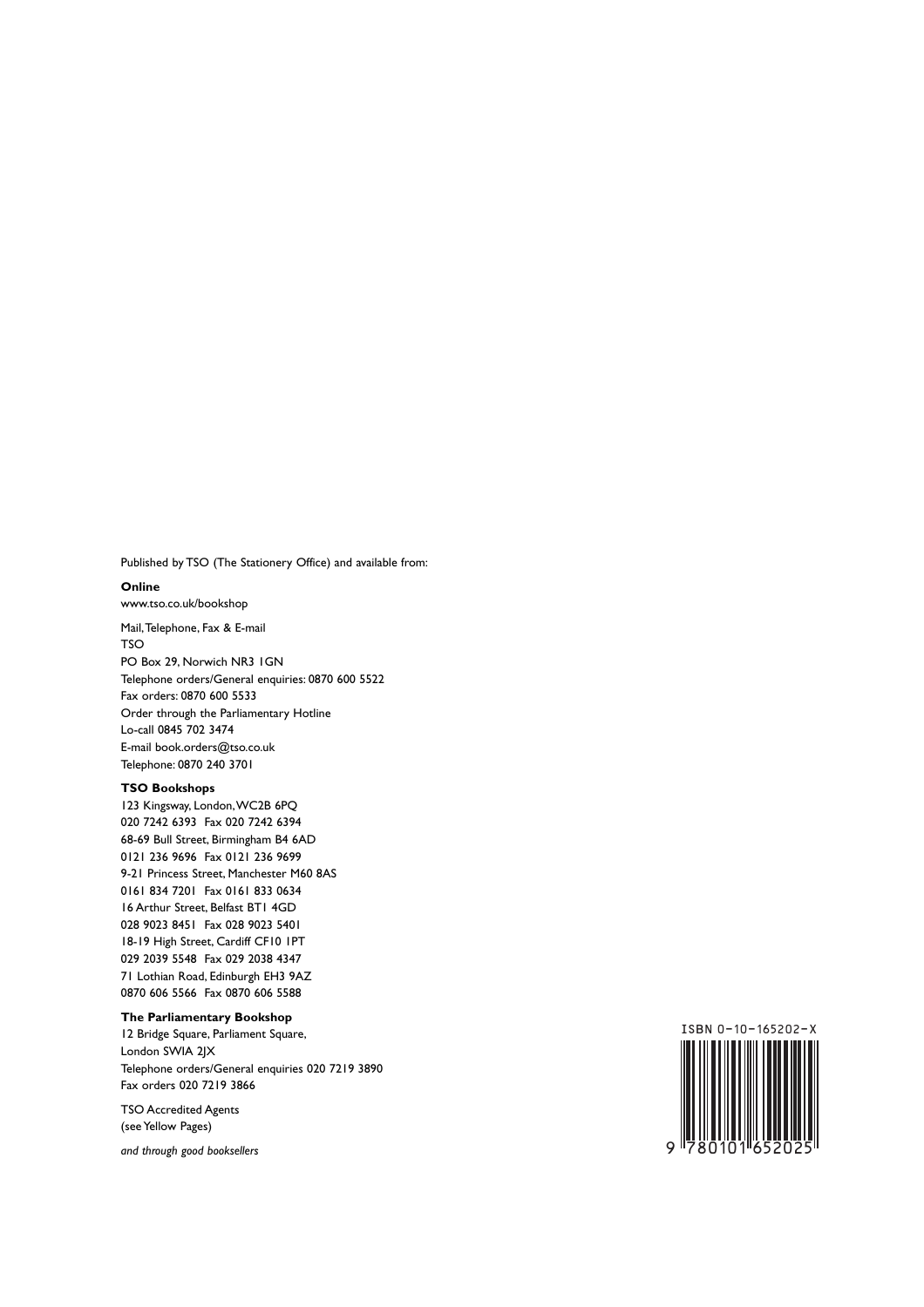Published by TSO (The Stationery Office) and available from:

**Online**
www.tso.co.uk/bookshop

Mail, Telephone, Fax & E-mail
TSO
PO Box 29, Norwich NR3 1GN
Telephone orders/General enquiries: 0870 600 5522
Fax orders: 0870 600 5533
Order through the Parliamentary Hotline
Lo-call 0845 702 3474
E-mail book.orders@tso.co.uk
Telephone: 0870 240 3701

**TSO Bookshops**
123 Kingsway, London, WC2B 6PQ
020 7242 6393 Fax 020 7242 6394
68-69 Bull Street, Birmingham B4 6AD
0121 236 9696 Fax 0121 236 9699
9-21 Princess Street, Manchester M60 8AS
0161 834 7201 Fax 0161 833 0634
16 Arthur Street, Belfast BT1 4GD
028 9023 8451 Fax 028 9023 5401
18-19 High Street, Cardiff CF10 1PT
029 2039 5548 Fax 029 2038 4347
71 Lothian Road, Edinburgh EH3 9AZ
0870 606 5566 Fax 0870 606 5588

**The Parliamentary Bookshop**
12 Bridge Square, Parliament Square,
London SW1A 2JX
Telephone orders/General enquiries 020 7219 3890
Fax orders 020 7219 3866

TSO Accredited Agents
(see Yellow Pages)

*and through good booksellers*

ISBN 0-10-165202-X

9 780101 652025